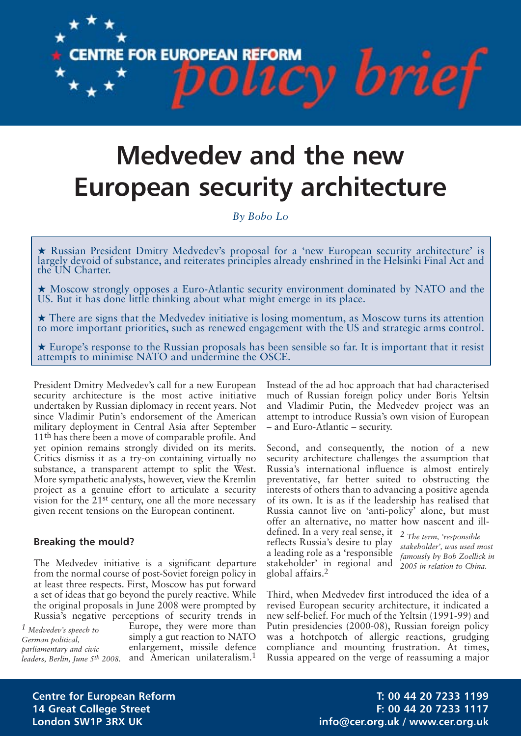# Medvedev and the new European security architecture

*By Bobo Lo*

★ Russian President Dmitry Medvedev's proposal for a 'new European security architecture' is largely devoid of substance, and reiterates principles already enshrined in the Helsinki Final Act and the UN Charter.

★ Moscow strongly opposes a Euro-Atlantic security environment dominated by NATO and the US. But it has done little thinking about what might emerge in its place.

★ There are signs that the Medvedev initiative is losing momentum, as Moscow turns its attention to more important priorities, such as renewed engagement with the US and strategic arms control.

★ Europe's response to the Russian proposals has been sensible so far. It is important that it resist attempts to minimise NATO and undermine the OSCE.

President Dmitry Medvedev's call for a new European security architecture is the most active initiative undertaken by Russian diplomacy in recent years. Not since Vladimir Putin's endorsement of the American military deployment in Central Asia after September 11th has there been a move of comparable profile. And yet opinion remains strongly divided on its merits. Critics dismiss it as a try-on containing virtually no substance, a transparent attempt to split the West. More sympathetic analysts, however, view the Kremlin project as a genuine effort to articulate a security vision for the 21st century, one all the more necessary given recent tensions on the European continent.

## Breaking the mould?

The Medvedev initiative is a significant departure from the normal course of post-Soviet foreign policy in at least three respects. First, Moscow has put forward a set of ideas that go beyond the purely reactive. While the original proposals in June 2008 were prompted by Russia's negative perceptions of security trends in Europe, they were more than simply a gut reaction to NATO enlargement, missile defence and American unilateralism.[1] Instead of the ad hoc approach that had characterised much of Russian foreign policy under Boris Yeltsin and Vladimir Putin, the Medvedev project was an attempt to introduce Russia's own vision of European – and Euro-Atlantic – security.

Second, and consequently, the notion of a new security architecture challenges the assumption that Russia's international influence is almost entirely preventative, far better suited to obstructing the interests of others than to advancing a positive agenda of its own. It is as if the leadership has realised that Russia cannot live on 'anti-policy' alone, but must offer an alternative, no matter how nascent and ill-defined. In a very real sense, it reflects Russia's desire to play a leading role as a 'responsible stakeholder' in regional and global affairs.[2]

Third, when Medvedev first introduced the idea of a revised European security architecture, it indicated a new self-belief. For much of the Yeltsin (1991-99) and Putin presidencies (2000-08), Russian foreign policy was a hotchpotch of allergic reactions, grudging compliance and mounting frustration. At times, Russia appeared on the verge of reassuming a major

*1 Medvedev's speech to German political, parliamentary and civic leaders, Berlin, June 5th 2008.*

*2 The term, 'responsible stakeholder', was used most famously by Bob Zoellick in 2005 in relation to China.*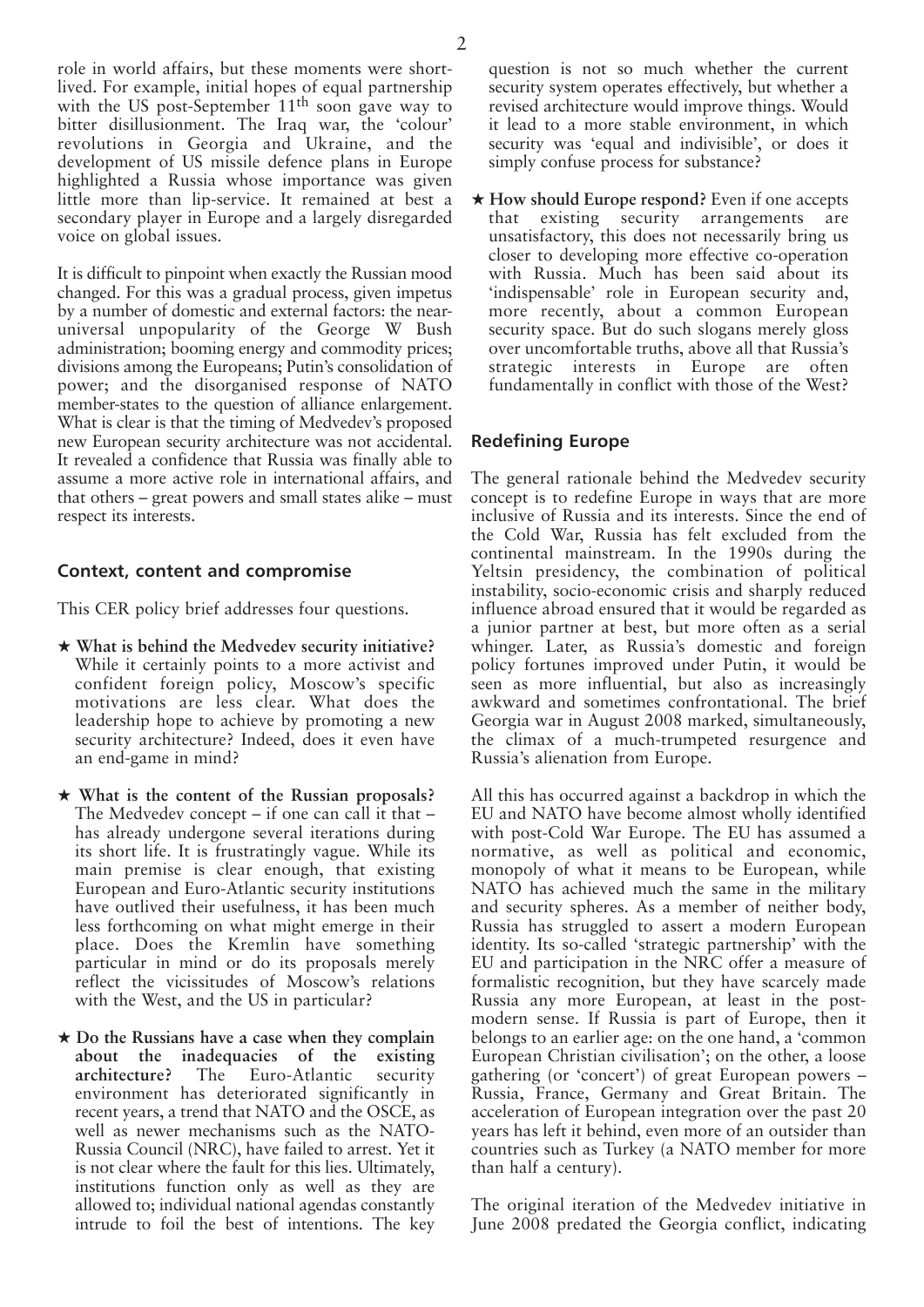role in world affairs, but these moments were short-lived. For example, initial hopes of equal partnership with the US post-September 11th soon gave way to bitter disillusionment. The Iraq war, the 'colour' revolutions in Georgia and Ukraine, and the development of US missile defence plans in Europe highlighted a Russia whose importance was given little more than lip-service. It remained at best a secondary player in Europe and a largely disregarded voice on global issues.

It is difficult to pinpoint when exactly the Russian mood changed. For this was a gradual process, given impetus by a number of domestic and external factors: the near-universal unpopularity of the George W Bush administration; booming energy and commodity prices; divisions among the Europeans; Putin's consolidation of power; and the disorganised response of NATO member-states to the question of alliance enlargement. What is clear is that the timing of Medvedev's proposed new European security architecture was not accidental. It revealed a confidence that Russia was finally able to assume a more active role in international affairs, and that others – great powers and small states alike – must respect its interests.

## Context, content and compromise

This CER policy brief addresses four questions.

★ **What is behind the Medvedev security initiative?** While it certainly points to a more activist and confident foreign policy, Moscow's specific motivations are less clear. What does the leadership hope to achieve by promoting a new security architecture? Indeed, does it even have an end-game in mind?

★ **What is the content of the Russian proposals?** The Medvedev concept – if one can call it that – has already undergone several iterations during its short life. It is frustratingly vague. While its main premise is clear enough, that existing European and Euro-Atlantic security institutions have outlived their usefulness, it has been much less forthcoming on what might emerge in their place. Does the Kremlin have something particular in mind or do its proposals merely reflect the vicissitudes of Moscow's relations with the West, and the US in particular?

★ **Do the Russians have a case when they complain about the inadequacies of the existing architecture?** The Euro-Atlantic security environment has deteriorated significantly in recent years, a trend that NATO and the OSCE, as well as newer mechanisms such as the NATO-Russia Council (NRC), have failed to arrest. Yet it is not clear where the fault for this lies. Ultimately, institutions function only as well as they are allowed to; individual national agendas constantly intrude to foil the best of intentions. The key question is not so much whether the current security system operates effectively, but whether a revised architecture would improve things. Would it lead to a more stable environment, in which security was 'equal and indivisible', or does it simply confuse process for substance?

★ **How should Europe respond?** Even if one accepts that existing security arrangements are unsatisfactory, this does not necessarily bring us closer to developing more effective co-operation with Russia. Much has been said about its 'indispensable' role in European security and, more recently, about a common European security space. But do such slogans merely gloss over uncomfortable truths, above all that Russia's strategic interests in Europe are often fundamentally in conflict with those of the West?

## Redefining Europe

The general rationale behind the Medvedev security concept is to redefine Europe in ways that are more inclusive of Russia and its interests. Since the end of the Cold War, Russia has felt excluded from the continental mainstream. In the 1990s during the Yeltsin presidency, the combination of political instability, socio-economic crisis and sharply reduced influence abroad ensured that it would be regarded as a junior partner at best, but more often as a serial whinger. Later, as Russia's domestic and foreign policy fortunes improved under Putin, it would be seen as more influential, but also as increasingly awkward and sometimes confrontational. The brief Georgia war in August 2008 marked, simultaneously, the climax of a much-trumpeted resurgence and Russia's alienation from Europe.

All this has occurred against a backdrop in which the EU and NATO have become almost wholly identified with post-Cold War Europe. The EU has assumed a normative, as well as political and economic, monopoly of what it means to be European, while NATO has achieved much the same in the military and security spheres. As a member of neither body, Russia has struggled to assert a modern European identity. Its so-called 'strategic partnership' with the EU and participation in the NRC offer a measure of formalistic recognition, but they have scarcely made Russia any more European, at least in the post-modern sense. If Russia is part of Europe, then it belongs to an earlier age: on the one hand, a 'common European Christian civilisation'; on the other, a loose gathering (or 'concert') of great European powers – Russia, France, Germany and Great Britain. The acceleration of European integration over the past 20 years has left it behind, even more of an outsider than countries such as Turkey (a NATO member for more than half a century).

The original iteration of the Medvedev initiative in June 2008 predated the Georgia conflict, indicating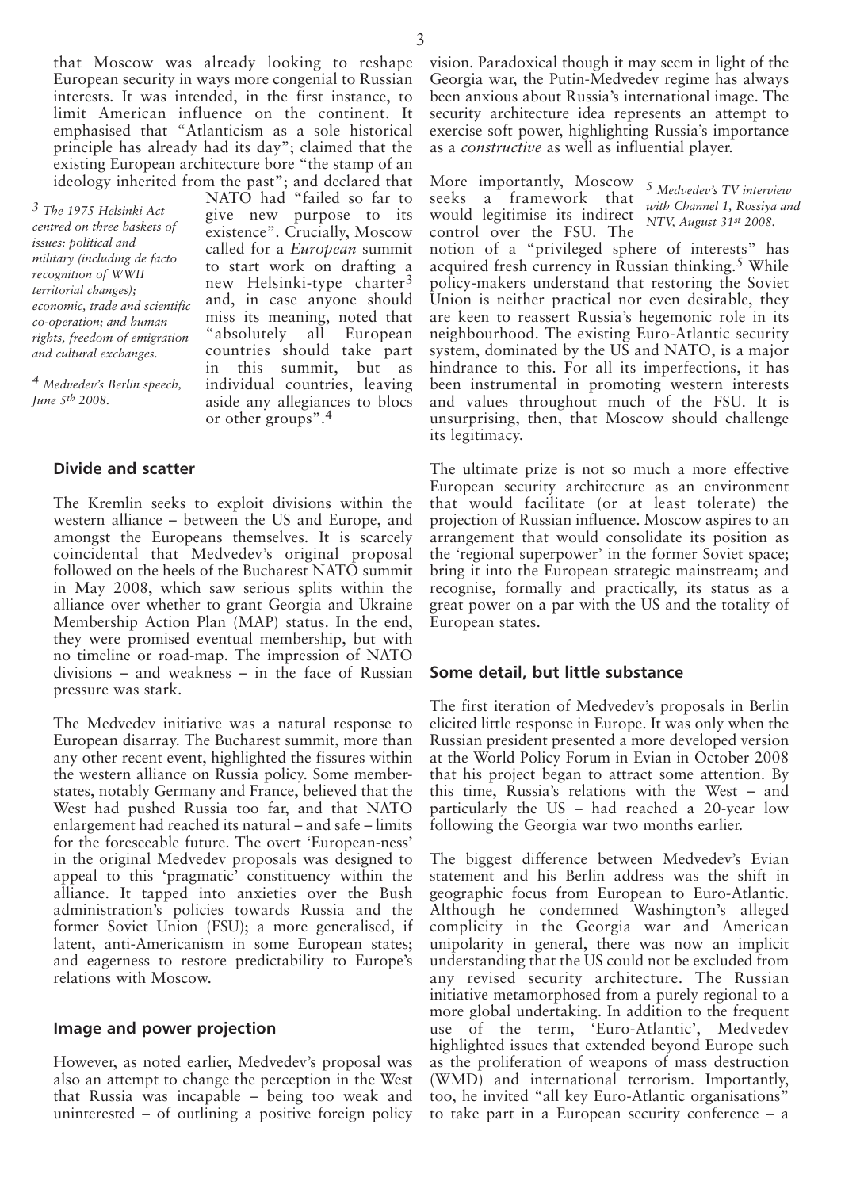that Moscow was already looking to reshape European security in ways more congenial to Russian interests. It was intended, in the first instance, to limit American influence on the continent. It emphasised that "Atlanticism as a sole historical principle has already had its day"; claimed that the existing European architecture bore "the stamp of an ideology inherited from the past"; and declared that NATO had "failed so far to give new purpose to its existence". Crucially, Moscow called for a *European* summit to start work on drafting a new Helsinki-type charter[3] and, in case anyone should miss its meaning, noted that "absolutely all European countries should take part in this summit, but as individual countries, leaving aside any allegiances to blocs or other groups".[4]

*[3] The 1975 Helsinki Act centred on three baskets of issues: political and military (including de facto recognition of WWII territorial changes); economic, trade and scientific co-operation; and human rights, freedom of emigration and cultural exchanges.*

*[4] Medvedev's Berlin speech, June 5th 2008.*

## Divide and scatter

The Kremlin seeks to exploit divisions within the western alliance – between the US and Europe, and amongst the Europeans themselves. It is scarcely coincidental that Medvedev's original proposal followed on the heels of the Bucharest NATO summit in May 2008, which saw serious splits within the alliance over whether to grant Georgia and Ukraine Membership Action Plan (MAP) status. In the end, they were promised eventual membership, but with no timeline or road-map. The impression of NATO divisions – and weakness – in the face of Russian pressure was stark.

The Medvedev initiative was a natural response to European disarray. The Bucharest summit, more than any other recent event, highlighted the fissures within the western alliance on Russia policy. Some member-states, notably Germany and France, believed that the West had pushed Russia too far, and that NATO enlargement had reached its natural – and safe – limits for the foreseeable future. The overt 'European-ness' in the original Medvedev proposals was designed to appeal to this 'pragmatic' constituency within the alliance. It tapped into anxieties over the Bush administration's policies towards Russia and the former Soviet Union (FSU); a more generalised, if latent, anti-Americanism in some European states; and eagerness to restore predictability to Europe's relations with Moscow.

## Image and power projection

However, as noted earlier, Medvedev's proposal was also an attempt to change the perception in the West that Russia was incapable – being too weak and uninterested – of outlining a positive foreign policy vision. Paradoxical though it may seem in light of the Georgia war, the Putin-Medvedev regime has always been anxious about Russia's international image. The security architecture idea represents an attempt to exercise soft power, highlighting Russia's importance as a *constructive* as well as influential player.

More importantly, Moscow seeks a framework that would legitimise its indirect control over the FSU. The notion of a "privileged sphere of interests" has acquired fresh currency in Russian thinking.[5] While policy-makers understand that restoring the Soviet Union is neither practical nor even desirable, they are keen to reassert Russia's hegemonic role in its neighbourhood. The existing Euro-Atlantic security system, dominated by the US and NATO, is a major hindrance to this. For all its imperfections, it has been instrumental in promoting western interests and values throughout much of the FSU. It is unsurprising, then, that Moscow should challenge its legitimacy.

*[5] Medvedev's TV interview with Channel 1, Rossiya and NTV, August 31st 2008.*

The ultimate prize is not so much a more effective European security architecture as an environment that would facilitate (or at least tolerate) the projection of Russian influence. Moscow aspires to an arrangement that would consolidate its position as the 'regional superpower' in the former Soviet space; bring it into the European strategic mainstream; and recognise, formally and practically, its status as a great power on a par with the US and the totality of European states.

## Some detail, but little substance

The first iteration of Medvedev's proposals in Berlin elicited little response in Europe. It was only when the Russian president presented a more developed version at the World Policy Forum in Evian in October 2008 that his project began to attract some attention. By this time, Russia's relations with the West – and particularly the US – had reached a 20-year low following the Georgia war two months earlier.

The biggest difference between Medvedev's Evian statement and his Berlin address was the shift in geographic focus from European to Euro-Atlantic. Although he condemned Washington's alleged complicity in the Georgia war and American unipolarity in general, there was now an implicit understanding that the US could not be excluded from any revised security architecture. The Russian initiative metamorphosed from a purely regional to a more global undertaking. In addition to the frequent use of the term, 'Euro-Atlantic', Medvedev highlighted issues that extended beyond Europe such as the proliferation of weapons of mass destruction (WMD) and international terrorism. Importantly, too, he invited "all key Euro-Atlantic organisations" to take part in a European security conference – a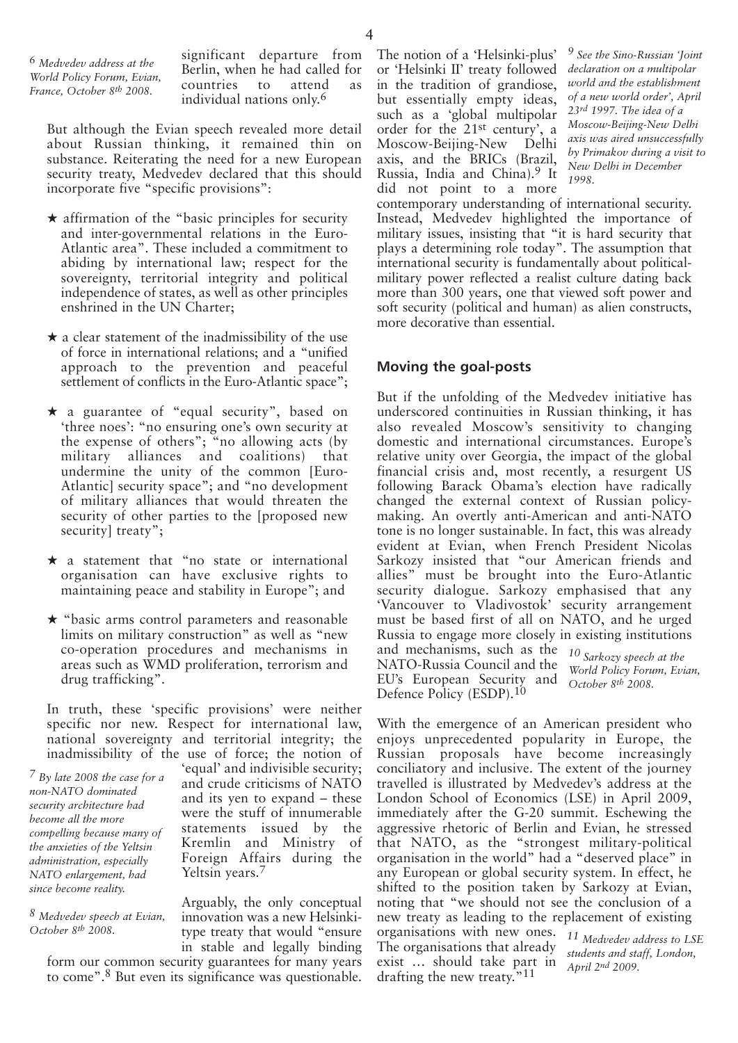significant departure from Berlin, when he had called for countries to attend as individual nations only.[6]

But although the Evian speech revealed more detail about Russian thinking, it remained thin on substance. Reiterating the need for a new European security treaty, Medvedev declared that this should incorporate five "specific provisions":

- ★ affirmation of the "basic principles for security and inter-governmental relations in the Euro-Atlantic area". These included a commitment to abiding by international law; respect for the sovereignty, territorial integrity and political independence of states, as well as other principles enshrined in the UN Charter;
- ★ a clear statement of the inadmissibility of the use of force in international relations; and a "unified approach to the prevention and peaceful settlement of conflicts in the Euro-Atlantic space";
- ★ a guarantee of "equal security", based on 'three noes': "no ensuring one's own security at the expense of others"; "no allowing acts (by military alliances and coalitions) that undermine the unity of the common [Euro-Atlantic] security space"; and "no development of military alliances that would threaten the security of other parties to the [proposed new security] treaty";
- ★ a statement that "no state or international organisation can have exclusive rights to maintaining peace and stability in Europe"; and
- ★ "basic arms control parameters and reasonable limits on military construction" as well as "new co-operation procedures and mechanisms in areas such as WMD proliferation, terrorism and drug trafficking".

In truth, these 'specific provisions' were neither specific nor new. Respect for international law, national sovereignty and territorial integrity; the inadmissibility of the use of force; the notion of 'equal' and indivisible security; and crude criticisms of NATO and its yen to expand – these were the stuff of innumerable statements issued by the Kremlin and Ministry of Foreign Affairs during the Yeltsin years.[7]

Arguably, the only conceptual innovation was a new Helsinki-type treaty that would "ensure in stable and legally binding form our common security guarantees for many years to come".[8] But even its significance was questionable. The notion of a 'Helsinki-plus' or 'Helsinki II' treaty followed in the tradition of grandiose, but essentially empty ideas, such as a 'global multipolar order for the 21st century', a Moscow-Beijing-New Delhi axis, and the BRICs (Brazil, Russia, India and China).[9] It did not point to a more contemporary understanding of international security. Instead, Medvedev highlighted the importance of military issues, insisting that "it is hard security that plays a determining role today". The assumption that international security is fundamentally about political-military power reflected a realist culture dating back more than 300 years, one that viewed soft power and soft security (political and human) as alien constructs, more decorative than essential.

## Moving the goal-posts

But if the unfolding of the Medvedev initiative has underscored continuities in Russian thinking, it has also revealed Moscow's sensitivity to changing domestic and international circumstances. Europe's relative unity over Georgia, the impact of the global financial crisis and, most recently, a resurgent US following Barack Obama's election have radically changed the external context of Russian policy-making. An overtly anti-American and anti-NATO tone is no longer sustainable. In fact, this was already evident at Evian, when French President Nicolas Sarkozy insisted that "our American friends and allies" must be brought into the Euro-Atlantic security dialogue. Sarkozy emphasised that any 'Vancouver to Vladivostok' security arrangement must be based first of all on NATO, and he urged Russia to engage more closely in existing institutions and mechanisms, such as the NATO-Russia Council and the EU's European Security and Defence Policy (ESDP).[10]

With the emergence of an American president who enjoys unprecedented popularity in Europe, the Russian proposals have become increasingly conciliatory and inclusive. The extent of the journey travelled is illustrated by Medvedev's address at the London School of Economics (LSE) in April 2009, immediately after the G-20 summit. Eschewing the aggressive rhetoric of Berlin and Evian, he stressed that NATO, as the "strongest military-political organisation in the world" had a "deserved place" in any European or global security system. In effect, he shifted to the position taken by Sarkozy at Evian, noting that "we should not see the conclusion of a new treaty as leading to the replacement of existing organisations with new ones. The organisations that already exist … should take part in drafting the new treaty."[11]

*[6] Medvedev address at the World Policy Forum, Evian, France, October 8th 2008.*

*[7] By late 2008 the case for a non-NATO dominated security architecture had become all the more compelling because many of the anxieties of the Yeltsin administration, especially NATO enlargement, had since become reality.*

*[8] Medvedev speech at Evian, October 8th 2008.*

*[9] See the Sino-Russian 'Joint declaration on a multipolar world and the establishment of a new world order', April 23rd 1997. The idea of a Moscow-Beijing-New Delhi axis was aired unsuccessfully by Primakov during a visit to New Delhi in December 1998.*

*[10] Sarkozy speech at the World Policy Forum, Evian, October 8th 2008.*

*[11] Medvedev address to LSE students and staff, London, April 2nd 2009.*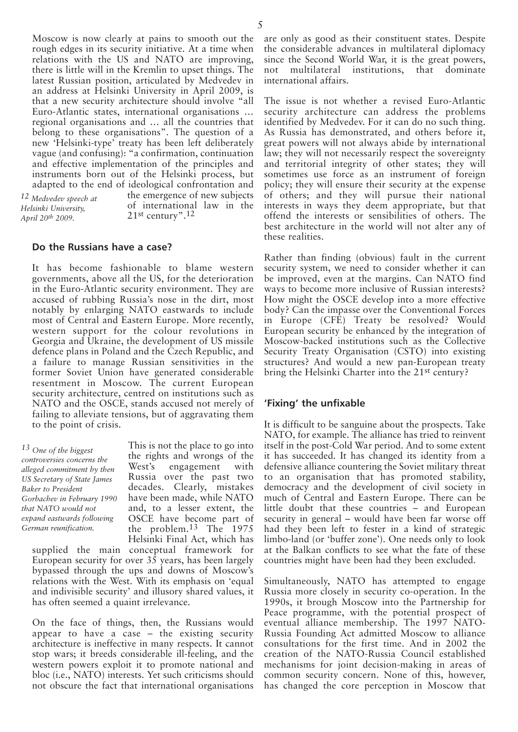Moscow is now clearly at pains to smooth out the rough edges in its security initiative. At a time when relations with the US and NATO are improving, there is little will in the Kremlin to upset things. The latest Russian position, articulated by Medvedev in an address at Helsinki University in April 2009, is that a new security architecture should involve "all Euro-Atlantic states, international organisations … regional organisations and … all the countries that belong to these organisations". The question of a new 'Helsinki-type' treaty has been left deliberately vague (and confusing): "a confirmation, continuation and effective implementation of the principles and instruments born out of the Helsinki process, but adapted to the end of ideological confrontation and the emergence of new subjects of international law in the 21st century".[12]

*[12] Medvedev speech at Helsinki University, April 20th 2009.*

### Do the Russians have a case?

It has become fashionable to blame western governments, above all the US, for the deterioration in the Euro-Atlantic security environment. They are accused of rubbing Russia's nose in the dirt, most notably by enlarging NATO eastwards to include most of Central and Eastern Europe. More recently, western support for the colour revolutions in Georgia and Ukraine, the development of US missile defence plans in Poland and the Czech Republic, and a failure to manage Russian sensitivities in the former Soviet Union have generated considerable resentment in Moscow. The current European security architecture, centred on institutions such as NATO and the OSCE, stands accused not merely of failing to alleviate tensions, but of aggravating them to the point of crisis.

This is not the place to go into the rights and wrongs of the West's engagement with Russia over the past two decades. Clearly, mistakes have been made, while NATO and, to a lesser extent, the OSCE have become part of the problem.[13] The 1975 Helsinki Final Act, which has supplied the main conceptual framework for European security for over 35 years, has been largely bypassed through the ups and downs of Moscow's relations with the West. With its emphasis on 'equal and indivisible security' and illusory shared values, it has often seemed a quaint irrelevance.

*[13] One of the biggest controversies concerns the alleged commitment by then US Secretary of State James Baker to President Gorbachev in February 1990 that NATO would not expand eastwards following German reunification.*

On the face of things, then, the Russians would appear to have a case – the existing security architecture is ineffective in many respects. It cannot stop wars; it breeds considerable ill-feeling, and the western powers exploit it to promote national and bloc (i.e., NATO) interests. Yet such criticisms should not obscure the fact that international organisations are only as good as their constituent states. Despite the considerable advances in multilateral diplomacy since the Second World War, it is the great powers, not multilateral institutions, that dominate international affairs.

The issue is not whether a revised Euro-Atlantic security architecture can address the problems identified by Medvedev. For it can do no such thing. As Russia has demonstrated, and others before it, great powers will not always abide by international law; they will not necessarily respect the sovereignty and territorial integrity of other states; they will sometimes use force as an instrument of foreign policy; they will ensure their security at the expense of others; and they will pursue their national interests in ways they deem appropriate, but that offend the interests or sensibilities of others. The best architecture in the world will not alter any of these realities.

Rather than finding (obvious) fault in the current security system, we need to consider whether it can be improved, even at the margins. Can NATO find ways to become more inclusive of Russian interests? How might the OSCE develop into a more effective body? Can the impasse over the Conventional Forces in Europe (CFE) Treaty be resolved? Would European security be enhanced by the integration of Moscow-backed institutions such as the Collective Security Treaty Organisation (CSTO) into existing structures? And would a new pan-European treaty bring the Helsinki Charter into the 21st century?

### 'Fixing' the unfixable

It is difficult to be sanguine about the prospects. Take NATO, for example. The alliance has tried to reinvent itself in the post-Cold War period. And to some extent it has succeeded. It has changed its identity from a defensive alliance countering the Soviet military threat to an organisation that has promoted stability, democracy and the development of civil society in much of Central and Eastern Europe. There can be little doubt that these countries – and European security in general – would have been far worse off had they been left to fester in a kind of strategic limbo-land (or 'buffer zone'). One needs only to look at the Balkan conflicts to see what the fate of these countries might have been had they been excluded.

Simultaneously, NATO has attempted to engage Russia more closely in security co-operation. In the 1990s, it brough Moscow into the Partnership for Peace programme, with the potential prospect of eventual alliance membership. The 1997 NATO-Russia Founding Act admitted Moscow to alliance consultations for the first time. And in 2002 the creation of the NATO-Russia Council established mechanisms for joint decision-making in areas of common security concern. None of this, however, has changed the core perception in Moscow that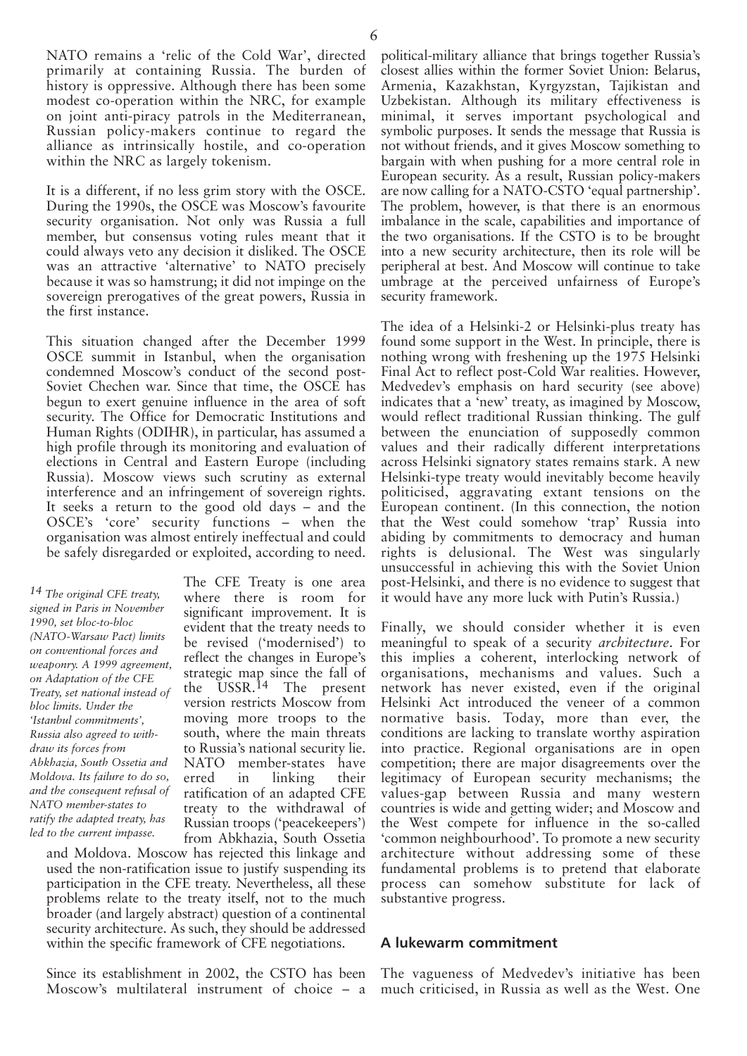NATO remains a 'relic of the Cold War', directed primarily at containing Russia. The burden of history is oppressive. Although there has been some modest co-operation within the NRC, for example on joint anti-piracy patrols in the Mediterranean, Russian policy-makers continue to regard the alliance as intrinsically hostile, and co-operation within the NRC as largely tokenism.

It is a different, if no less grim story with the OSCE. During the 1990s, the OSCE was Moscow's favourite security organisation. Not only was Russia a full member, but consensus voting rules meant that it could always veto any decision it disliked. The OSCE was an attractive 'alternative' to NATO precisely because it was so hamstrung; it did not impinge on the sovereign prerogatives of the great powers, Russia in the first instance.

This situation changed after the December 1999 OSCE summit in Istanbul, when the organisation condemned Moscow's conduct of the second post-Soviet Chechen war. Since that time, the OSCE has begun to exert genuine influence in the area of soft security. The Office for Democratic Institutions and Human Rights (ODIHR), in particular, has assumed a high profile through its monitoring and evaluation of elections in Central and Eastern Europe (including Russia). Moscow views such scrutiny as external interference and an infringement of sovereign rights. It seeks a return to the good old days – and the OSCE's 'core' security functions – when the organisation was almost entirely ineffectual and could be safely disregarded or exploited, according to need.

The CFE Treaty is one area where there is room for significant improvement. It is evident that the treaty needs to be revised ('modernised') to reflect the changes in Europe's strategic map since the fall of the USSR.[14] The present version restricts Moscow from moving more troops to the south, where the main threats to Russia's national security lie. NATO member-states have erred in linking their ratification of an adapted CFE treaty to the withdrawal of Russian troops ('peacekeepers') from Abkhazia, South Ossetia and Moldova. Moscow has rejected this linkage and used the non-ratification issue to justify suspending its participation in the CFE treaty. Nevertheless, all these problems relate to the treaty itself, not to the much broader (and largely abstract) question of a continental security architecture. As such, they should be addressed within the specific framework of CFE negotiations.

*14 The original CFE treaty, signed in Paris in November 1990, set bloc-to-bloc (NATO-Warsaw Pact) limits on conventional forces and weaponry. A 1999 agreement, on Adaptation of the CFE Treaty, set national instead of bloc limits. Under the 'Istanbul commitments', Russia also agreed to withdraw its forces from Abkhazia, South Ossetia and Moldova. Its failure to do so, and the consequent refusal of NATO member-states to ratify the adapted treaty, has led to the current impasse.*

Since its establishment in 2002, the CSTO has been Moscow's multilateral instrument of choice – a political-military alliance that brings together Russia's closest allies within the former Soviet Union: Belarus, Armenia, Kazakhstan, Kyrgyzstan, Tajikistan and Uzbekistan. Although its military effectiveness is minimal, it serves important psychological and symbolic purposes. It sends the message that Russia is not without friends, and it gives Moscow something to bargain with when pushing for a more central role in European security. As a result, Russian policy-makers are now calling for a NATO-CSTO 'equal partnership'. The problem, however, is that there is an enormous imbalance in the scale, capabilities and importance of the two organisations. If the CSTO is to be brought into a new security architecture, then its role will be peripheral at best. And Moscow will continue to take umbrage at the perceived unfairness of Europe's security framework.

The idea of a Helsinki-2 or Helsinki-plus treaty has found some support in the West. In principle, there is nothing wrong with freshening up the 1975 Helsinki Final Act to reflect post-Cold War realities. However, Medvedev's emphasis on hard security (see above) indicates that a 'new' treaty, as imagined by Moscow, would reflect traditional Russian thinking. The gulf between the enunciation of supposedly common values and their radically different interpretations across Helsinki signatory states remains stark. A new Helsinki-type treaty would inevitably become heavily politicised, aggravating extant tensions on the European continent. (In this connection, the notion that the West could somehow 'trap' Russia into abiding by commitments to democracy and human rights is delusional. The West was singularly unsuccessful in achieving this with the Soviet Union post-Helsinki, and there is no evidence to suggest that it would have any more luck with Putin's Russia.)

Finally, we should consider whether it is even meaningful to speak of a security *architecture*. For this implies a coherent, interlocking network of organisations, mechanisms and values. Such a network has never existed, even if the original Helsinki Act introduced the veneer of a common normative basis. Today, more than ever, the conditions are lacking to translate worthy aspiration into practice. Regional organisations are in open competition; there are major disagreements over the legitimacy of European security mechanisms; the values-gap between Russia and many western countries is wide and getting wider; and Moscow and the West compete for influence in the so-called 'common neighbourhood'. To promote a new security architecture without addressing some of these fundamental problems is to pretend that elaborate process can somehow substitute for lack of substantive progress.

## A lukewarm commitment

The vagueness of Medvedev's initiative has been much criticised, in Russia as well as the West. One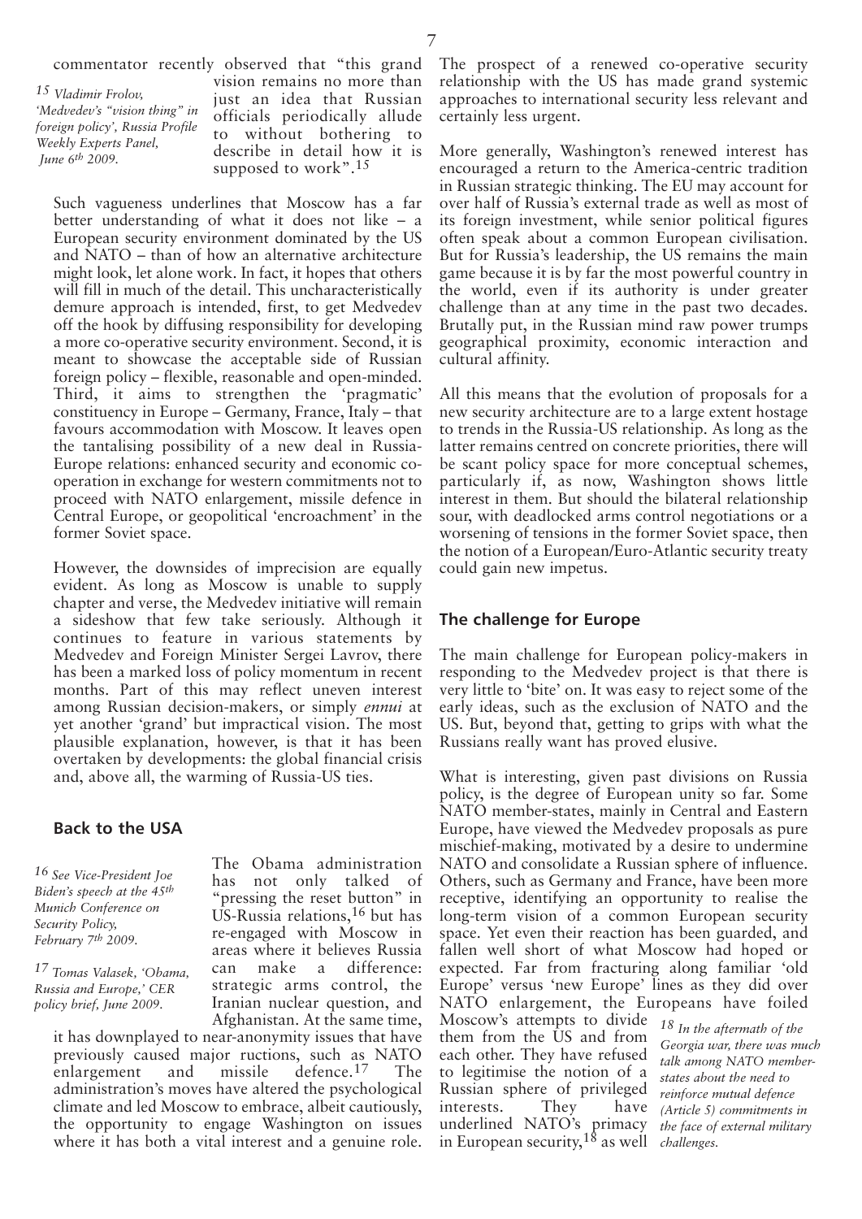commentator recently observed that "this grand vision remains no more than just an idea that Russian officials periodically allude to without bothering to describe in detail how it is supposed to work".[15]

[15] Vladimir Frolov, 'Medvedev's "vision thing" in foreign policy', Russia Profile Weekly Experts Panel, June 6th 2009.

Such vagueness underlines that Moscow has a far better understanding of what it does not like – a European security environment dominated by the US and NATO – than of how an alternative architecture might look, let alone work. In fact, it hopes that others will fill in much of the detail. This uncharacteristically demure approach is intended, first, to get Medvedev off the hook by diffusing responsibility for developing a more co-operative security environment. Second, it is meant to showcase the acceptable side of Russian foreign policy – flexible, reasonable and open-minded. Third, it aims to strengthen the 'pragmatic' constituency in Europe – Germany, France, Italy – that favours accommodation with Moscow. It leaves open the tantalising possibility of a new deal in Russia-Europe relations: enhanced security and economic co-operation in exchange for western commitments not to proceed with NATO enlargement, missile defence in Central Europe, or geopolitical 'encroachment' in the former Soviet space.

However, the downsides of imprecision are equally evident. As long as Moscow is unable to supply chapter and verse, the Medvedev initiative will remain a sideshow that few take seriously. Although it continues to feature in various statements by Medvedev and Foreign Minister Sergei Lavrov, there has been a marked loss of policy momentum in recent months. Part of this may reflect uneven interest among Russian decision-makers, or simply *ennui* at yet another 'grand' but impractical vision. The most plausible explanation, however, is that it has been overtaken by developments: the global financial crisis and, above all, the warming of Russia-US ties.

## Back to the USA

The Obama administration has not only talked of "pressing the reset button" in US-Russia relations,[16] but has re-engaged with Moscow in areas where it believes Russia can make a difference: strategic arms control, the Iranian nuclear question, and Afghanistan. At the same time, it has downplayed to near-anonymity issues that have previously caused major ructions, such as NATO enlargement and missile defence.[17] The administration's moves have altered the psychological climate and led Moscow to embrace, albeit cautiously, the opportunity to engage Washington on issues where it has both a vital interest and a genuine role. The prospect of a renewed co-operative security relationship with the US has made grand systemic approaches to international security less relevant and certainly less urgent.

[16] See Vice-President Joe Biden's speech at the 45th Munich Conference on Security Policy, February 7th 2009.

[17] Tomas Valasek, 'Obama, Russia and Europe,' CER policy brief, June 2009.

More generally, Washington's renewed interest has encouraged a return to the America-centric tradition in Russian strategic thinking. The EU may account for over half of Russia's external trade as well as most of its foreign investment, while senior political figures often speak about a common European civilisation. But for Russia's leadership, the US remains the main game because it is by far the most powerful country in the world, even if its authority is under greater challenge than at any time in the past two decades. Brutally put, in the Russian mind raw power trumps geographical proximity, economic interaction and cultural affinity.

All this means that the evolution of proposals for a new security architecture are to a large extent hostage to trends in the Russia-US relationship. As long as the latter remains centred on concrete priorities, there will be scant policy space for more conceptual schemes, particularly if, as now, Washington shows little interest in them. But should the bilateral relationship sour, with deadlocked arms control negotiations or a worsening of tensions in the former Soviet space, then the notion of a European/Euro-Atlantic security treaty could gain new impetus.

## The challenge for Europe

The main challenge for European policy-makers in responding to the Medvedev project is that there is very little to 'bite' on. It was easy to reject some of the early ideas, such as the exclusion of NATO and the US. But, beyond that, getting to grips with what the Russians really want has proved elusive.

What is interesting, given past divisions on Russia policy, is the degree of European unity so far. Some NATO member-states, mainly in Central and Eastern Europe, have viewed the Medvedev proposals as pure mischief-making, motivated by a desire to undermine NATO and consolidate a Russian sphere of influence. Others, such as Germany and France, have been more receptive, identifying an opportunity to realise the long-term vision of a common European security space. Yet even their reaction has been guarded, and fallen well short of what Moscow had hoped or expected. Far from fracturing along familiar 'old Europe' versus 'new Europe' lines as they did over NATO enlargement, the Europeans have foiled Moscow's attempts to divide them from the US and from each other. They have refused to legitimise the notion of a Russian sphere of privileged interests. They have underlined NATO's primacy in European security,[18] as well

[18] In the aftermath of the Georgia war, there was much talk among NATO member-states about the need to reinforce mutual defence (Article 5) commitments in the face of external military challenges.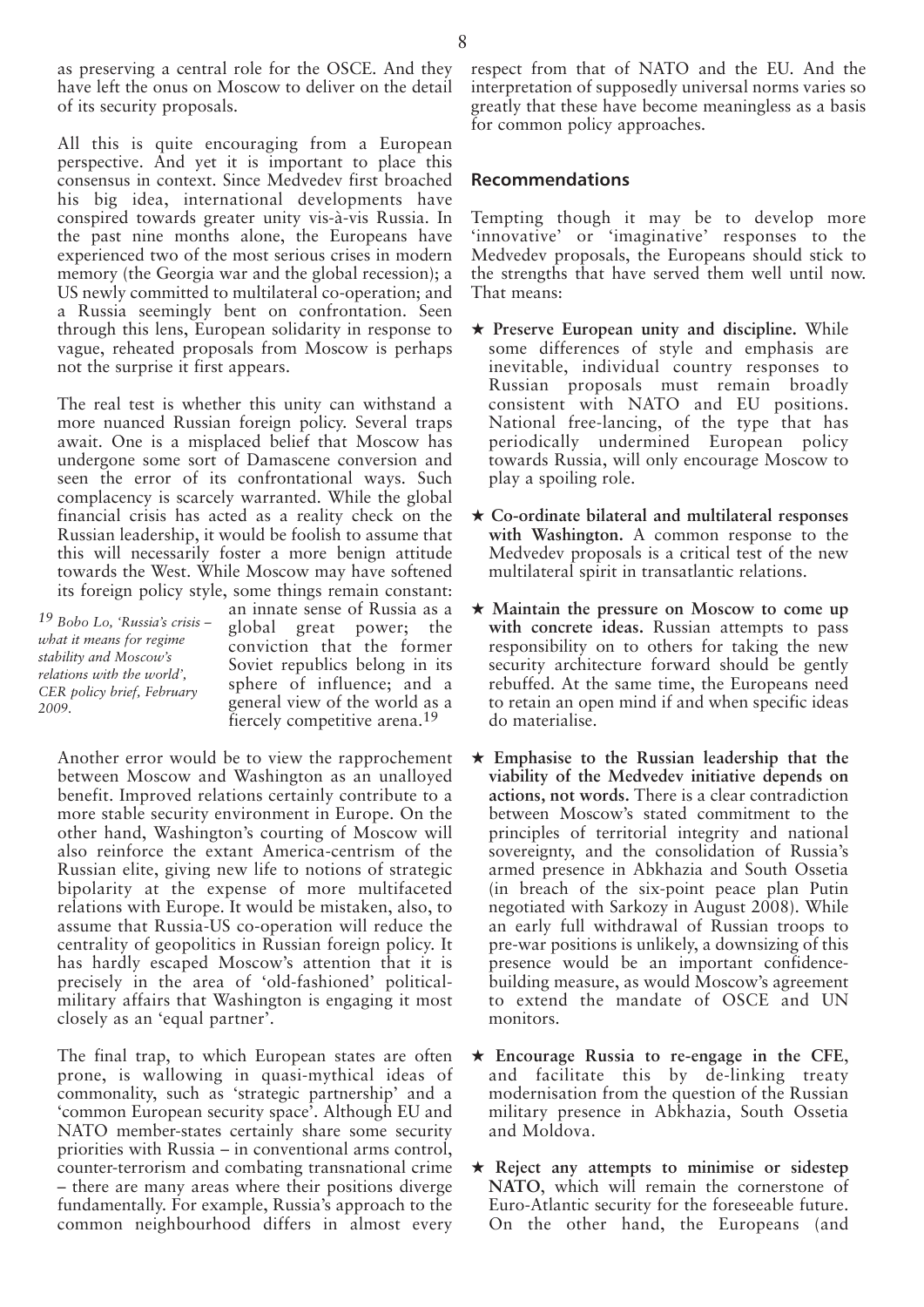as preserving a central role for the OSCE. And they have left the onus on Moscow to deliver on the detail of its security proposals.

All this is quite encouraging from a European perspective. And yet it is important to place this consensus in context. Since Medvedev first broached his big idea, international developments have conspired towards greater unity vis-à-vis Russia. In the past nine months alone, the Europeans have experienced two of the most serious crises in modern memory (the Georgia war and the global recession); a US newly committed to multilateral co-operation; and a Russia seemingly bent on confrontation. Seen through this lens, European solidarity in response to vague, reheated proposals from Moscow is perhaps not the surprise it first appears.

The real test is whether this unity can withstand a more nuanced Russian foreign policy. Several traps await. One is a misplaced belief that Moscow has undergone some sort of Damascene conversion and seen the error of its confrontational ways. Such complacency is scarcely warranted. While the global financial crisis has acted as a reality check on the Russian leadership, it would be foolish to assume that this will necessarily foster a more benign attitude towards the West. While Moscow may have softened its foreign policy style, some things remain constant: an innate sense of Russia as a global great power; the conviction that the former Soviet republics belong in its sphere of influence; and a general view of the world as a fiercely competitive arena.[19]

[19] *Bobo Lo, 'Russia's crisis – what it means for regime stability and Moscow's relations with the world', CER policy brief, February 2009.*

Another error would be to view the rapprochement between Moscow and Washington as an unalloyed benefit. Improved relations certainly contribute to a more stable security environment in Europe. On the other hand, Washington's courting of Moscow will also reinforce the extant America-centrism of the Russian elite, giving new life to notions of strategic bipolarity at the expense of more multifaceted relations with Europe. It would be mistaken, also, to assume that Russia-US co-operation will reduce the centrality of geopolitics in Russian foreign policy. It has hardly escaped Moscow's attention that it is precisely in the area of 'old-fashioned' political-military affairs that Washington is engaging it most closely as an 'equal partner'.

The final trap, to which European states are often prone, is wallowing in quasi-mythical ideas of commonality, such as 'strategic partnership' and a 'common European security space'. Although EU and NATO member-states certainly share some security priorities with Russia – in conventional arms control, counter-terrorism and combating transnational crime – there are many areas where their positions diverge fundamentally. For example, Russia's approach to the common neighbourhood differs in almost every respect from that of NATO and the EU. And the interpretation of supposedly universal norms varies so greatly that these have become meaningless as a basis for common policy approaches.

## Recommendations

Tempting though it may be to develop more 'innovative' or 'imaginative' responses to the Medvedev proposals, the Europeans should stick to the strengths that have served them well until now. That means:

- ★ **Preserve European unity and discipline.** While some differences of style and emphasis are inevitable, individual country responses to Russian proposals must remain broadly consistent with NATO and EU positions. National free-lancing, of the type that has periodically undermined European policy towards Russia, will only encourage Moscow to play a spoiling role.

- ★ **Co-ordinate bilateral and multilateral responses with Washington.** A common response to the Medvedev proposals is a critical test of the new multilateral spirit in transatlantic relations.

- ★ **Maintain the pressure on Moscow to come up with concrete ideas.** Russian attempts to pass responsibility on to others for taking the new security architecture forward should be gently rebuffed. At the same time, the Europeans need to retain an open mind if and when specific ideas do materialise.

- ★ **Emphasise to the Russian leadership that the viability of the Medvedev initiative depends on actions, not words.** There is a clear contradiction between Moscow's stated commitment to the principles of territorial integrity and national sovereignty, and the consolidation of Russia's armed presence in Abkhazia and South Ossetia (in breach of the six-point peace plan Putin negotiated with Sarkozy in August 2008). While an early full withdrawal of Russian troops to pre-war positions is unlikely, a downsizing of this presence would be an important confidence-building measure, as would Moscow's agreement to extend the mandate of OSCE and UN monitors.

- ★ **Encourage Russia to re-engage in the CFE**, and facilitate this by de-linking treaty modernisation from the question of the Russian military presence in Abkhazia, South Ossetia and Moldova.

- ★ **Reject any attempts to minimise or sidestep NATO**, which will remain the cornerstone of Euro-Atlantic security for the foreseeable future. On the other hand, the Europeans (and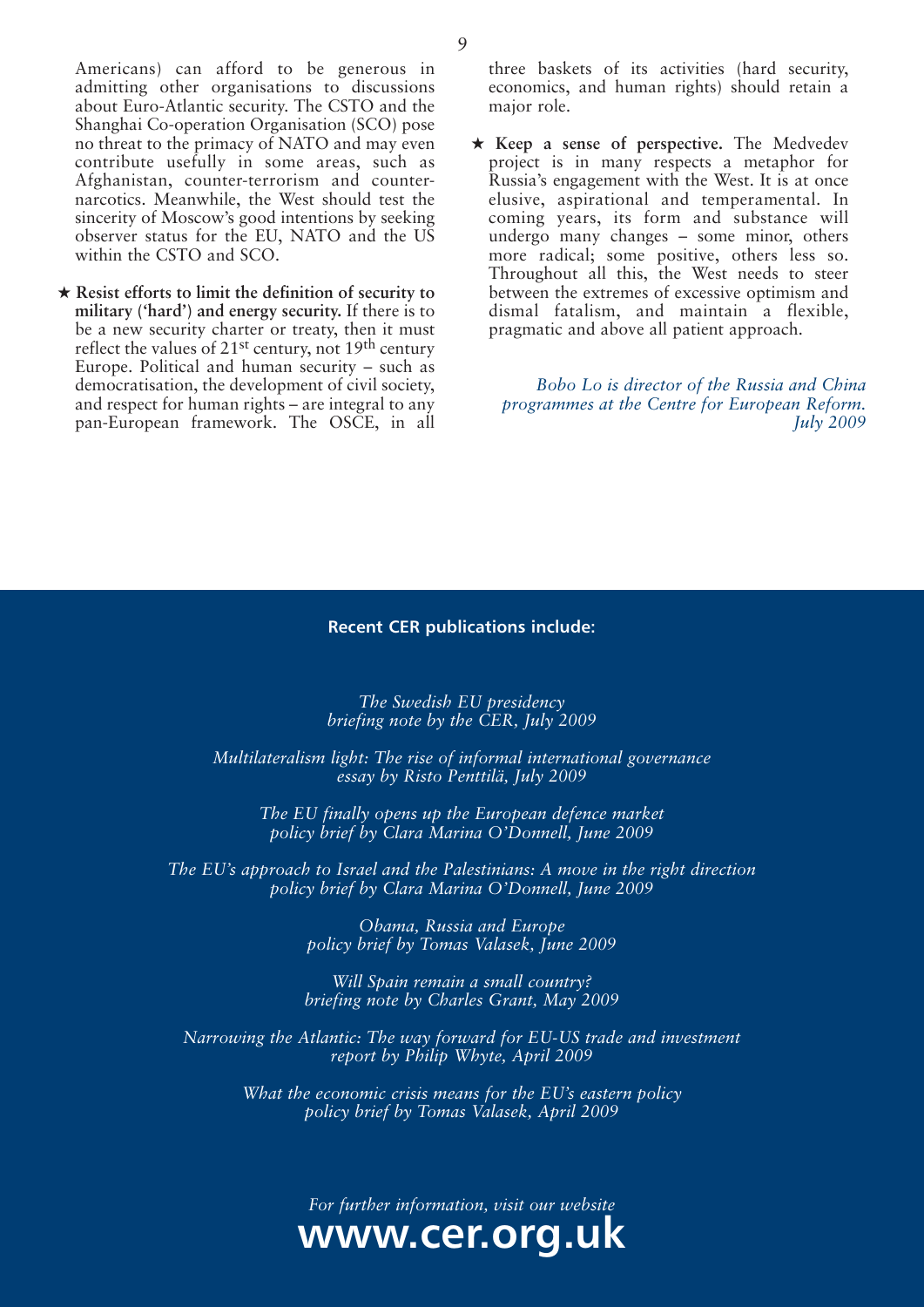Americans) can afford to be generous in admitting other organisations to discussions about Euro-Atlantic security. The CSTO and the Shanghai Co-operation Organisation (SCO) pose no threat to the primacy of NATO and may even contribute usefully in some areas, such as Afghanistan, counter-terrorism and counter-narcotics. Meanwhile, the West should test the sincerity of Moscow's good intentions by seeking observer status for the EU, NATO and the US within the CSTO and SCO.

★ **Resist efforts to limit the definition of security to military ('hard') and energy security.** If there is to be a new security charter or treaty, then it must reflect the values of 21st century, not 19th century Europe. Political and human security – such as democratisation, the development of civil society, and respect for human rights – are integral to any pan-European framework. The OSCE, in all three baskets of its activities (hard security, economics, and human rights) should retain a major role.

★ **Keep a sense of perspective.** The Medvedev project is in many respects a metaphor for Russia's engagement with the West. It is at once elusive, aspirational and temperamental. In coming years, its form and substance will undergo many changes – some minor, others more radical; some positive, others less so. Throughout all this, the West needs to steer between the extremes of excessive optimism and dismal fatalism, and maintain a flexible, pragmatic and above all patient approach.

*Bobo Lo is director of the Russia and China programmes at the Centre for European Reform.*
*July 2009*

**Recent CER publications include:**

*The Swedish EU presidency*
*briefing note by the CER, July 2009*

*Multilateralism light: The rise of informal international governance*
*essay by Risto Penttilä, July 2009*

*The EU finally opens up the European defence market*
*policy brief by Clara Marina O'Donnell, June 2009*

*The EU's approach to Israel and the Palestinians: A move in the right direction*
*policy brief by Clara Marina O'Donnell, June 2009*

*Obama, Russia and Europe*
*policy brief by Tomas Valasek, June 2009*

*Will Spain remain a small country?*
*briefing note by Charles Grant, May 2009*

*Narrowing the Atlantic: The way forward for EU-US trade and investment*
*report by Philip Whyte, April 2009*

*What the economic crisis means for the EU's eastern policy*
*policy brief by Tomas Valasek, April 2009*

*For further information, visit our website*
**www.cer.org.uk**